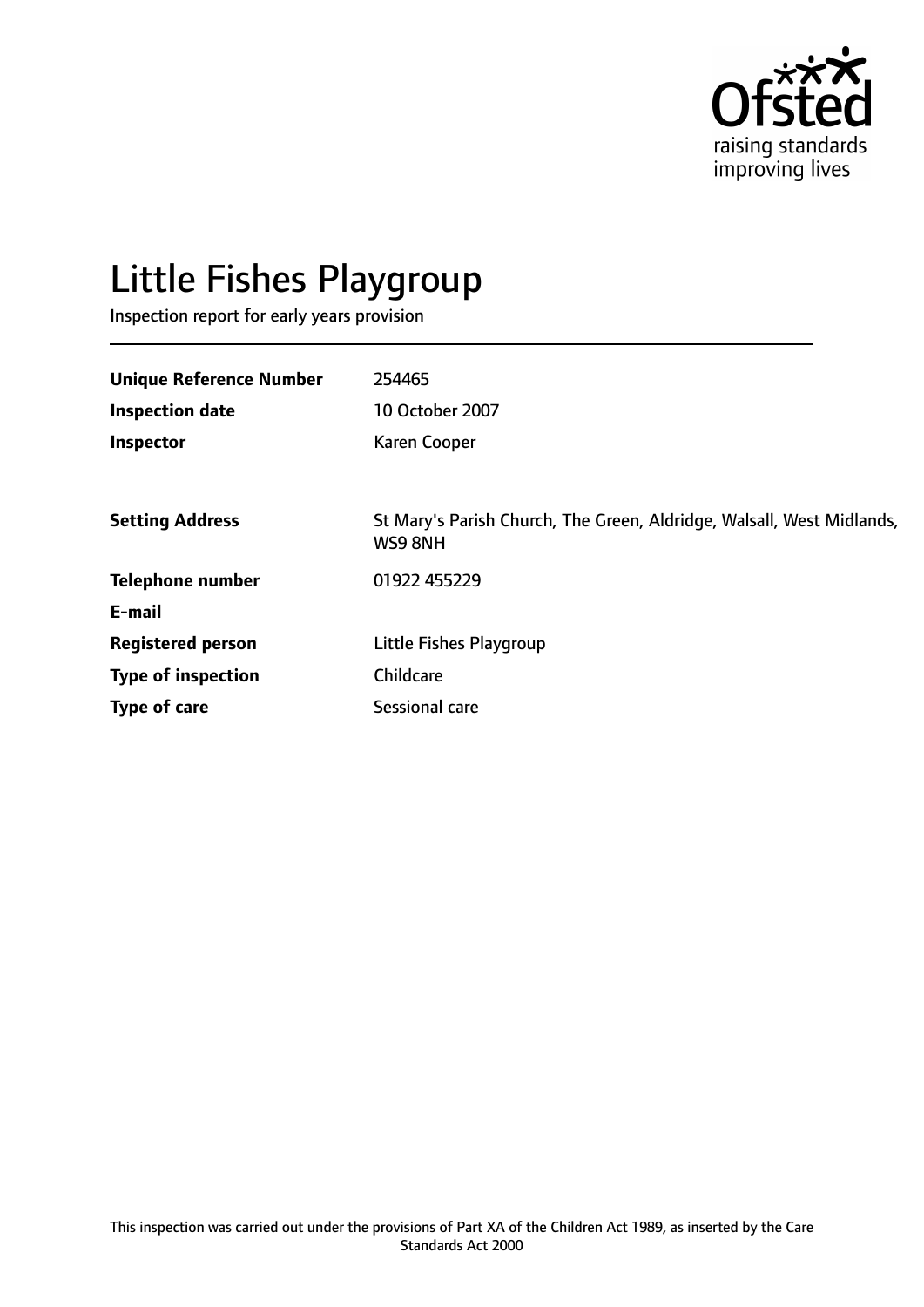Ofsted
raising standards
improving lives

# Little Fishes Playgroup

Inspection report for early years provision

| | |
|---|---|
| **Unique Reference Number** | 254465 |
| **Inspection date** | 10 October 2007 |
| **Inspector** | Karen Cooper |
| | |
| **Setting Address** | St Mary's Parish Church, The Green, Aldridge, Walsall, West Midlands, WS9 8NH |
| **Telephone number** | 01922 455229 |
| **E-mail** | |
| **Registered person** | Little Fishes Playgroup |
| **Type of inspection** | Childcare |
| **Type of care** | Sessional care |

This inspection was carried out under the provisions of Part XA of the Children Act 1989, as inserted by the Care Standards Act 2000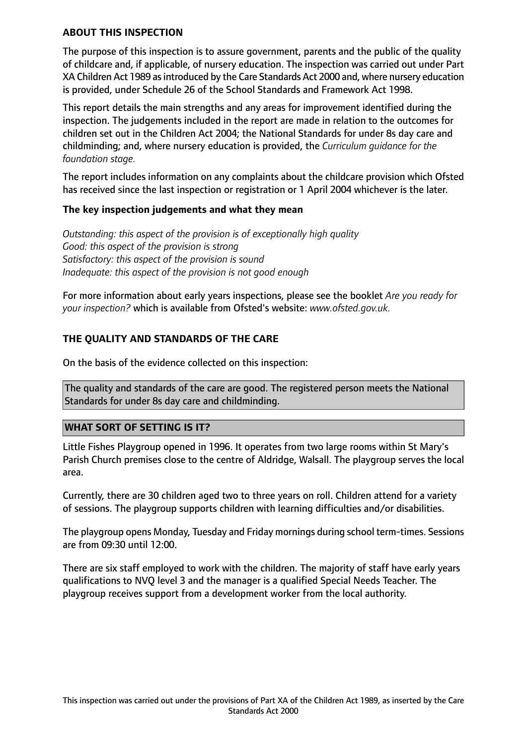## ABOUT THIS INSPECTION

The purpose of this inspection is to assure government, parents and the public of the quality of childcare and, if applicable, of nursery education. The inspection was carried out under Part XA Children Act 1989 as introduced by the Care Standards Act 2000 and, where nursery education is provided, under Schedule 26 of the School Standards and Framework Act 1998.

This report details the main strengths and any areas for improvement identified during the inspection. The judgements included in the report are made in relation to the outcomes for children set out in the Children Act 2004; the National Standards for under 8s day care and childminding; and, where nursery education is provided, the *Curriculum guidance for the foundation stage.*

The report includes information on any complaints about the childcare provision which Ofsted has received since the last inspection or registration or 1 April 2004 whichever is the later.

### The key inspection judgements and what they mean

*Outstanding: this aspect of the provision is of exceptionally high quality*
*Good: this aspect of the provision is strong*
*Satisfactory: this aspect of the provision is sound*
*Inadequate: this aspect of the provision is not good enough*

For more information about early years inspections, please see the booklet *Are you ready for your inspection?* which is available from Ofsted's website: *www.ofsted.gov.uk.*

## THE QUALITY AND STANDARDS OF THE CARE

On the basis of the evidence collected on this inspection:

The quality and standards of the care are good. The registered person meets the National Standards for under 8s day care and childminding.

## WHAT SORT OF SETTING IS IT?

Little Fishes Playgroup opened in 1996. It operates from two large rooms within St Mary's Parish Church premises close to the centre of Aldridge, Walsall. The playgroup serves the local area.

Currently, there are 30 children aged two to three years on roll. Children attend for a variety of sessions. The playgroup supports children with learning difficulties and/or disabilities.

The playgroup opens Monday, Tuesday and Friday mornings during school term-times. Sessions are from 09:30 until 12:00.

There are six staff employed to work with the children. The majority of staff have early years qualifications to NVQ level 3 and the manager is a qualified Special Needs Teacher. The playgroup receives support from a development worker from the local authority.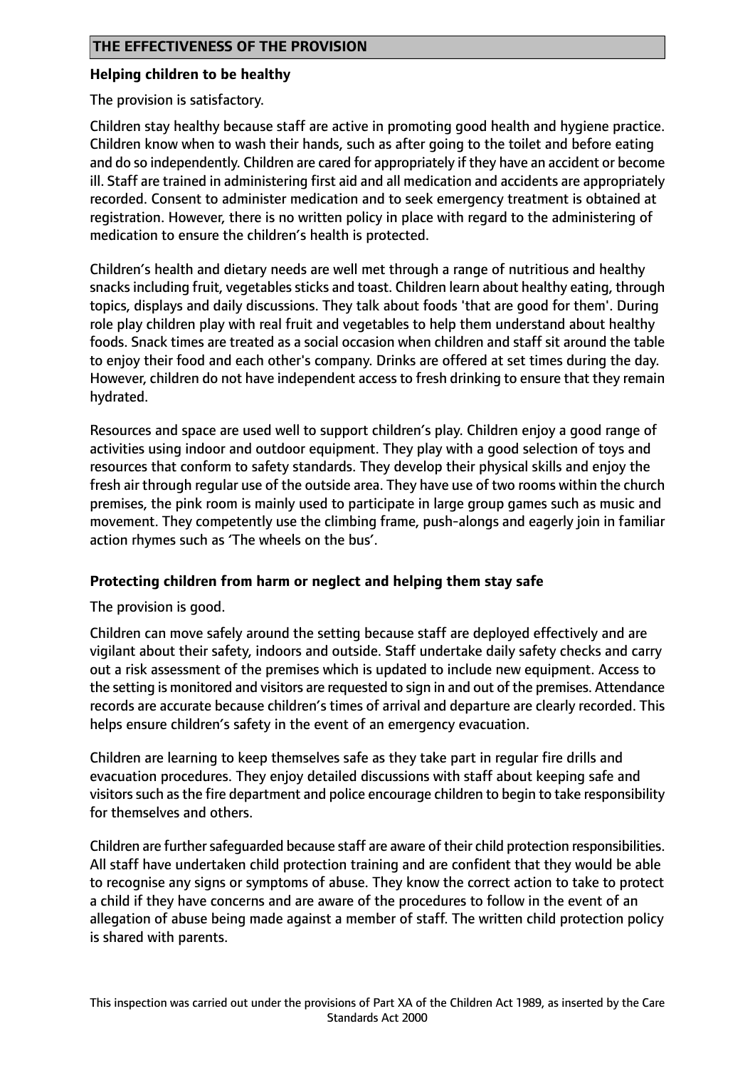## THE EFFECTIVENESS OF THE PROVISION

### Helping children to be healthy

The provision is satisfactory.

Children stay healthy because staff are active in promoting good health and hygiene practice. Children know when to wash their hands, such as after going to the toilet and before eating and do so independently. Children are cared for appropriately if they have an accident or become ill. Staff are trained in administering first aid and all medication and accidents are appropriately recorded. Consent to administer medication and to seek emergency treatment is obtained at registration. However, there is no written policy in place with regard to the administering of medication to ensure the children's health is protected.

Children's health and dietary needs are well met through a range of nutritious and healthy snacks including fruit, vegetables sticks and toast. Children learn about healthy eating, through topics, displays and daily discussions. They talk about foods 'that are good for them'. During role play children play with real fruit and vegetables to help them understand about healthy foods. Snack times are treated as a social occasion when children and staff sit around the table to enjoy their food and each other's company. Drinks are offered at set times during the day. However, children do not have independent access to fresh drinking to ensure that they remain hydrated.

Resources and space are used well to support children's play. Children enjoy a good range of activities using indoor and outdoor equipment. They play with a good selection of toys and resources that conform to safety standards. They develop their physical skills and enjoy the fresh air through regular use of the outside area. They have use of two rooms within the church premises, the pink room is mainly used to participate in large group games such as music and movement. They competently use the climbing frame, push-alongs and eagerly join in familiar action rhymes such as 'The wheels on the bus'.

### Protecting children from harm or neglect and helping them stay safe

The provision is good.

Children can move safely around the setting because staff are deployed effectively and are vigilant about their safety, indoors and outside. Staff undertake daily safety checks and carry out a risk assessment of the premises which is updated to include new equipment. Access to the setting is monitored and visitors are requested to sign in and out of the premises. Attendance records are accurate because children's times of arrival and departure are clearly recorded. This helps ensure children's safety in the event of an emergency evacuation.

Children are learning to keep themselves safe as they take part in regular fire drills and evacuation procedures. They enjoy detailed discussions with staff about keeping safe and visitors such as the fire department and police encourage children to begin to take responsibility for themselves and others.

Children are further safeguarded because staff are aware of their child protection responsibilities. All staff have undertaken child protection training and are confident that they would be able to recognise any signs or symptoms of abuse. They know the correct action to take to protect a child if they have concerns and are aware of the procedures to follow in the event of an allegation of abuse being made against a member of staff. The written child protection policy is shared with parents.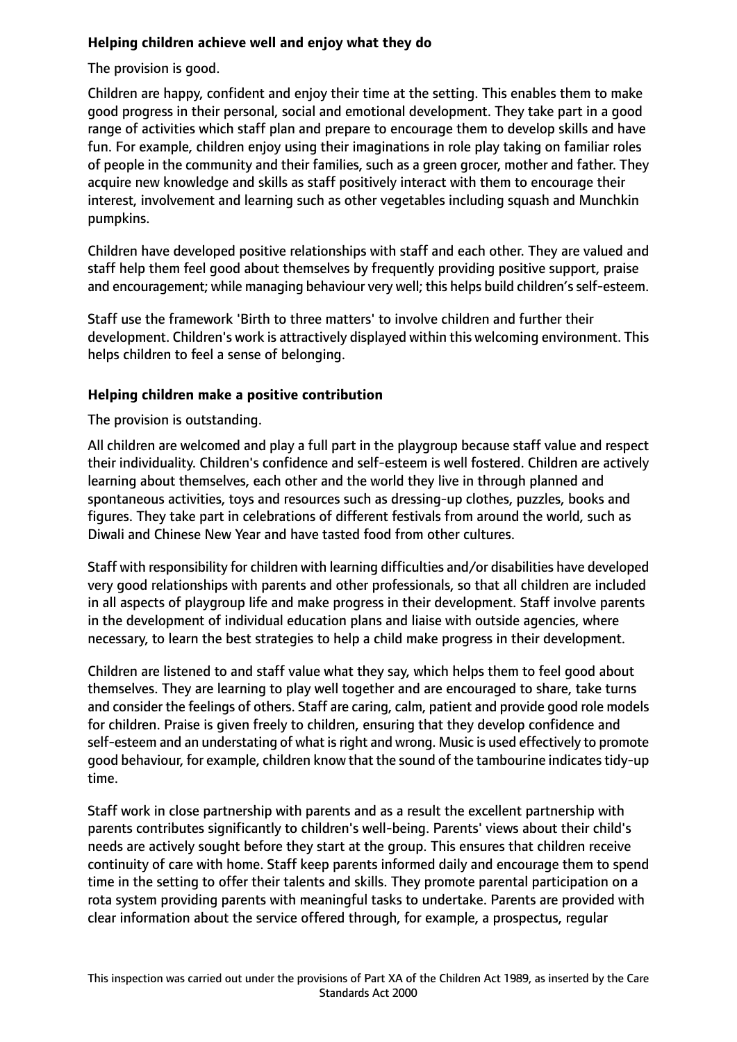**Helping children achieve well and enjoy what they do**

The provision is good.

Children are happy, confident and enjoy their time at the setting. This enables them to make good progress in their personal, social and emotional development. They take part in a good range of activities which staff plan and prepare to encourage them to develop skills and have fun. For example, children enjoy using their imaginations in role play taking on familiar roles of people in the community and their families, such as a green grocer, mother and father. They acquire new knowledge and skills as staff positively interact with them to encourage their interest, involvement and learning such as other vegetables including squash and Munchkin pumpkins.

Children have developed positive relationships with staff and each other. They are valued and staff help them feel good about themselves by frequently providing positive support, praise and encouragement; while managing behaviour very well; this helps build children's self-esteem.

Staff use the framework 'Birth to three matters' to involve children and further their development. Children's work is attractively displayed within this welcoming environment. This helps children to feel a sense of belonging.

**Helping children make a positive contribution**

The provision is outstanding.

All children are welcomed and play a full part in the playgroup because staff value and respect their individuality. Children's confidence and self-esteem is well fostered. Children are actively learning about themselves, each other and the world they live in through planned and spontaneous activities, toys and resources such as dressing-up clothes, puzzles, books and figures. They take part in celebrations of different festivals from around the world, such as Diwali and Chinese New Year and have tasted food from other cultures.

Staff with responsibility for children with learning difficulties and/or disabilities have developed very good relationships with parents and other professionals, so that all children are included in all aspects of playgroup life and make progress in their development. Staff involve parents in the development of individual education plans and liaise with outside agencies, where necessary, to learn the best strategies to help a child make progress in their development.

Children are listened to and staff value what they say, which helps them to feel good about themselves. They are learning to play well together and are encouraged to share, take turns and consider the feelings of others. Staff are caring, calm, patient and provide good role models for children. Praise is given freely to children, ensuring that they develop confidence and self-esteem and an understating of what is right and wrong. Music is used effectively to promote good behaviour, for example, children know that the sound of the tambourine indicates tidy-up time.

Staff work in close partnership with parents and as a result the excellent partnership with parents contributes significantly to children's well-being. Parents' views about their child's needs are actively sought before they start at the group. This ensures that children receive continuity of care with home. Staff keep parents informed daily and encourage them to spend time in the setting to offer their talents and skills. They promote parental participation on a rota system providing parents with meaningful tasks to undertake. Parents are provided with clear information about the service offered through, for example, a prospectus, regular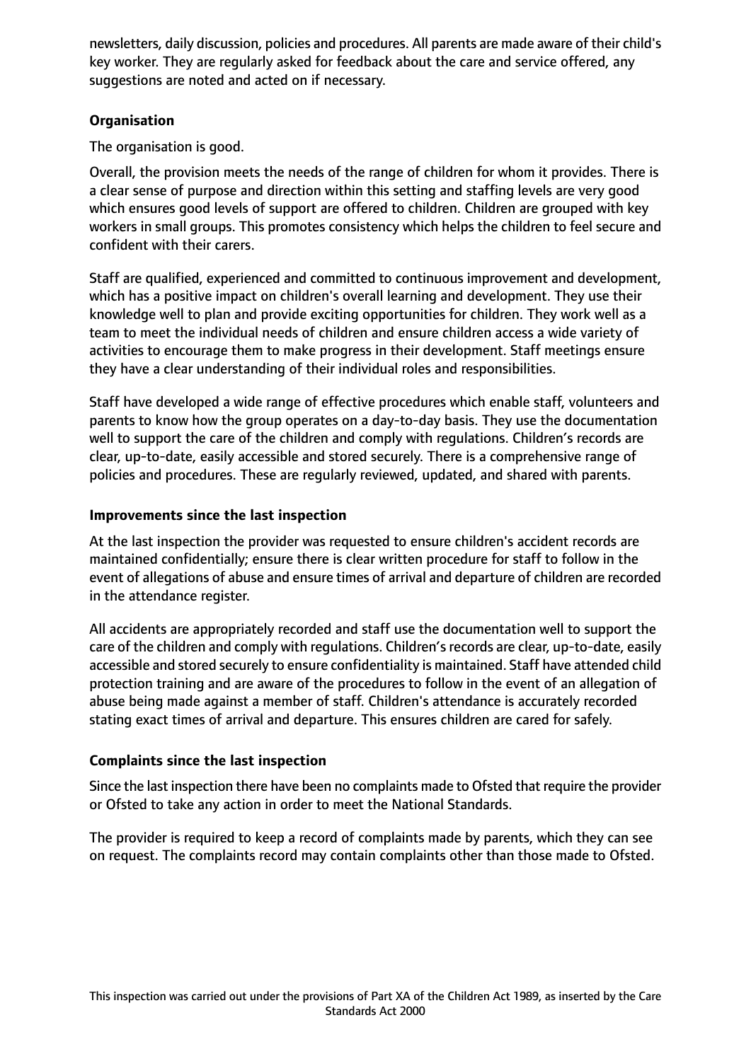newsletters, daily discussion, policies and procedures. All parents are made aware of their child's key worker. They are regularly asked for feedback about the care and service offered, any suggestions are noted and acted on if necessary.

**Organisation**

The organisation is good.

Overall, the provision meets the needs of the range of children for whom it provides. There is a clear sense of purpose and direction within this setting and staffing levels are very good which ensures good levels of support are offered to children. Children are grouped with key workers in small groups. This promotes consistency which helps the children to feel secure and confident with their carers.

Staff are qualified, experienced and committed to continuous improvement and development, which has a positive impact on children's overall learning and development. They use their knowledge well to plan and provide exciting opportunities for children. They work well as a team to meet the individual needs of children and ensure children access a wide variety of activities to encourage them to make progress in their development. Staff meetings ensure they have a clear understanding of their individual roles and responsibilities.

Staff have developed a wide range of effective procedures which enable staff, volunteers and parents to know how the group operates on a day-to-day basis. They use the documentation well to support the care of the children and comply with regulations. Children's records are clear, up-to-date, easily accessible and stored securely. There is a comprehensive range of policies and procedures. These are regularly reviewed, updated, and shared with parents.

## Improvements since the last inspection

At the last inspection the provider was requested to ensure children's accident records are maintained confidentially; ensure there is clear written procedure for staff to follow in the event of allegations of abuse and ensure times of arrival and departure of children are recorded in the attendance register.

All accidents are appropriately recorded and staff use the documentation well to support the care of the children and comply with regulations. Children's records are clear, up-to-date, easily accessible and stored securely to ensure confidentiality is maintained. Staff have attended child protection training and are aware of the procedures to follow in the event of an allegation of abuse being made against a member of staff. Children's attendance is accurately recorded stating exact times of arrival and departure. This ensures children are cared for safely.

## Complaints since the last inspection

Since the last inspection there have been no complaints made to Ofsted that require the provider or Ofsted to take any action in order to meet the National Standards.

The provider is required to keep a record of complaints made by parents, which they can see on request. The complaints record may contain complaints other than those made to Ofsted.

This inspection was carried out under the provisions of Part XA of the Children Act 1989, as inserted by the Care Standards Act 2000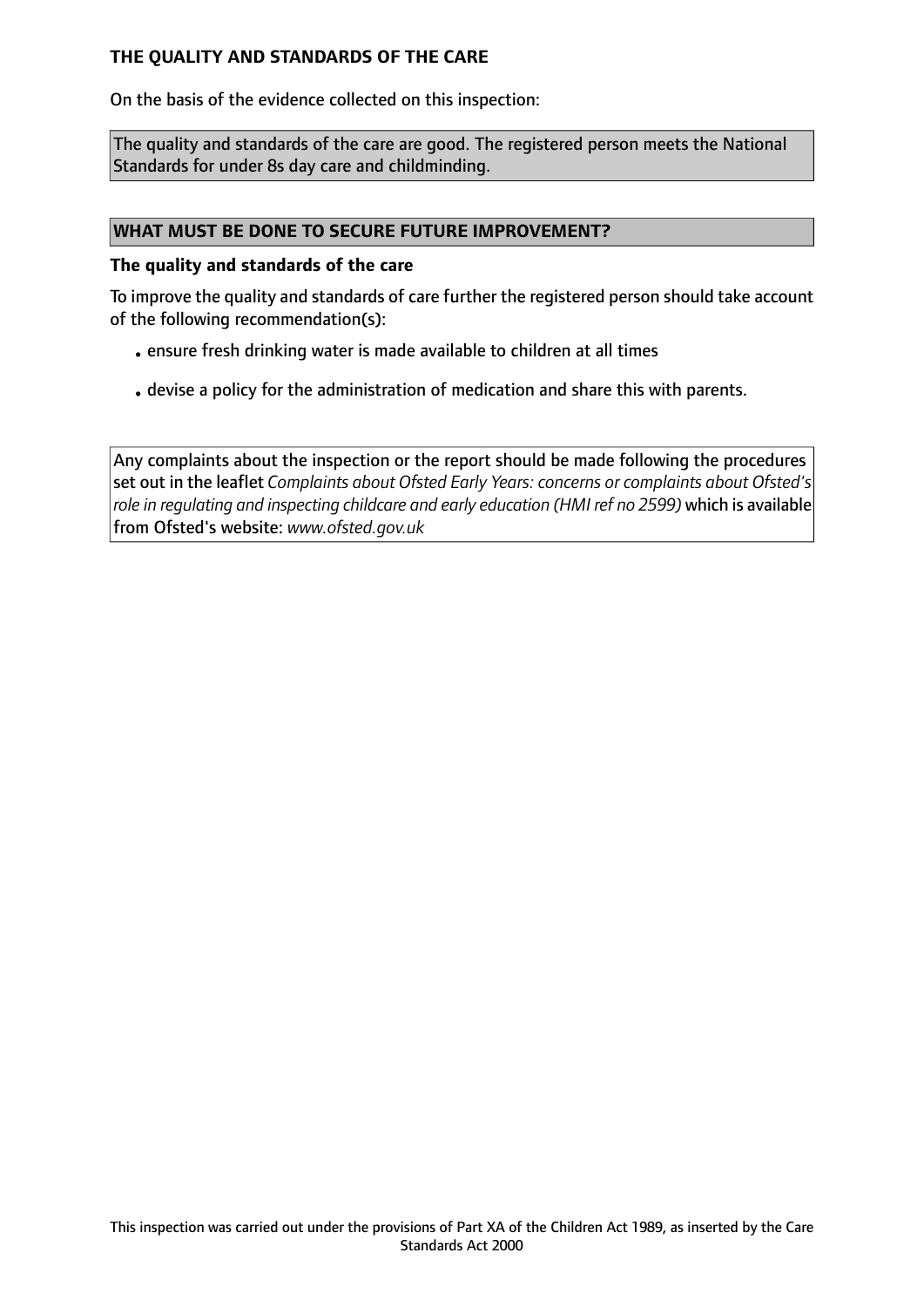## THE QUALITY AND STANDARDS OF THE CARE

On the basis of the evidence collected on this inspection:

The quality and standards of the care are good. The registered person meets the National Standards for under 8s day care and childminding.

## WHAT MUST BE DONE TO SECURE FUTURE IMPROVEMENT?

### The quality and standards of the care

To improve the quality and standards of care further the registered person should take account of the following recommendation(s):

- ensure fresh drinking water is made available to children at all times
- devise a policy for the administration of medication and share this with parents.

Any complaints about the inspection or the report should be made following the procedures set out in the leaflet *Complaints about Ofsted Early Years: concerns or complaints about Ofsted's role in regulating and inspecting childcare and early education (HMI ref no 2599)* which is available from Ofsted's website: *www.ofsted.gov.uk*

This inspection was carried out under the provisions of Part XA of the Children Act 1989, as inserted by the Care Standards Act 2000